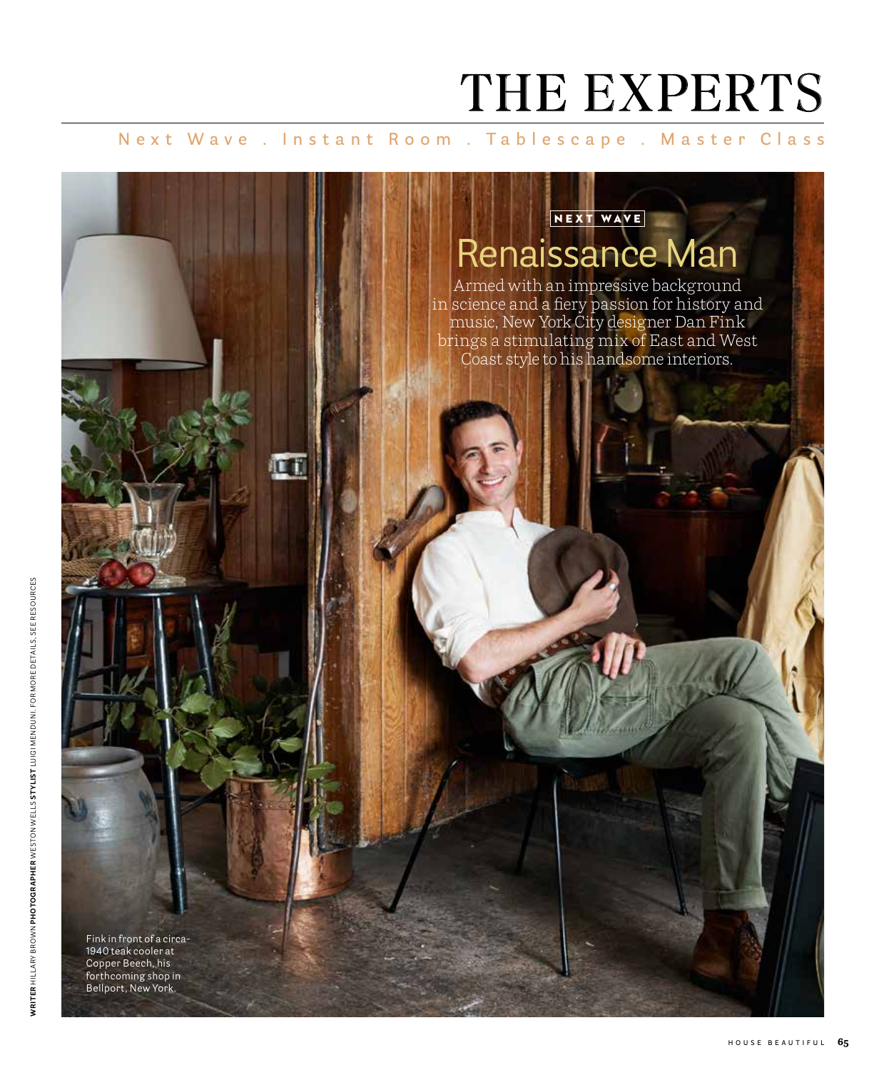# THE EXPERTS

Next Wave . Instant Room . Tablescape . Master Class

NEXT WAVE

## Renaissance Man

Armed with an impressive background in science and a fiery passion for history and music, New York City designer Dan Fink brings a stimulating mix of East and West Coast style to his handsome interiors.

Fink in front of a circa-1940 teak cooler at Copper Beech, his forthcoming shop in Bellport, New York.

**WRITER** HILLARY BROWN **PHOTOGRAPHER** WESTON WELLS **STYLIST** LUIGI MENDUNI. FOR MORE DETAILS, SEE RESOURCES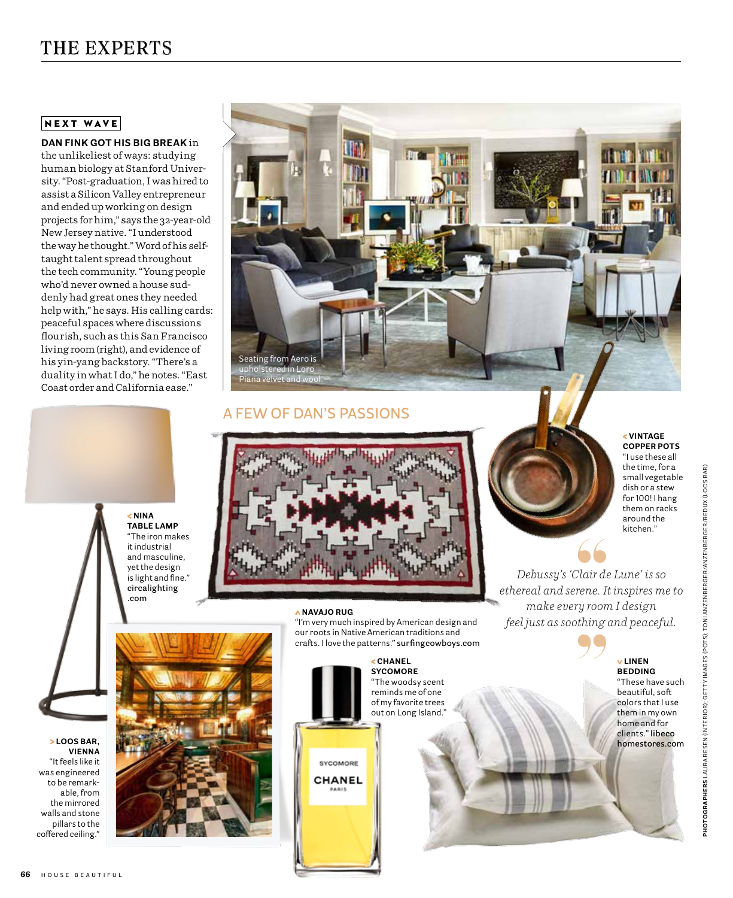# THE EXPERTS

## NEXT WAVE

**DAN FINK GOT HIS BIG BREAK** in the unlikeliest of ways: studying human biology at Stanford University. "Post-graduation, I was hired to assist a Silicon Valley entrepreneur and ended up working on design projects for him," says the 32-year-old New Jersey native. "I understood the way he thought." Word of his self-taught talent spread throughout the tech community. "Young people who'd never owned a house suddenly had great ones they needed help with," he says. His calling cards: peaceful spaces where discussions flourish, such as this San Francisco living room (right), and evidence of his yin-yang backstory. "There's a duality in what I do," he notes. "East Coast order and California ease."

Seating from Aero is upholstered in Loro Piana velvet and wool.

## A FEW OF DAN'S PASSIONS

**NINA TABLE LAMP** "The iron makes it industrial and masculine, yet the design is light and fine." circalighting.com

**NAVAJO RUG** "I'm very much inspired by American design and our roots in Native American traditions and crafts. I love the patterns." surfingcowboys.com

**VINTAGE COPPER POTS** "I use these all the time, for a small vegetable dish or a stew for 100! I hang them on racks around the kitchen."

*"Debussy's 'Clair de Lune' is so ethereal and serene. It inspires me to make every room I design feel just as soothing and peaceful."*

**LOOS BAR, VIENNA** "It feels like it was engineered to be remarkable, from the mirrored walls and stone pillars to the coffered ceiling."

**CHANEL SYCOMORE** "The woodsy scent reminds me of one of my favorite trees out on Long Island."

**LINEN BEDDING** "These have such beautiful, soft colors that I use them in my own home and for clients." libecohomestores.com

**PHOTOGRAPHERS** LAURA RESEN (INTERIOR); GETTY IMAGES (POTS); TONI ANZENBERGER/ANZENBERGER/REDUX (LOOS BAR)